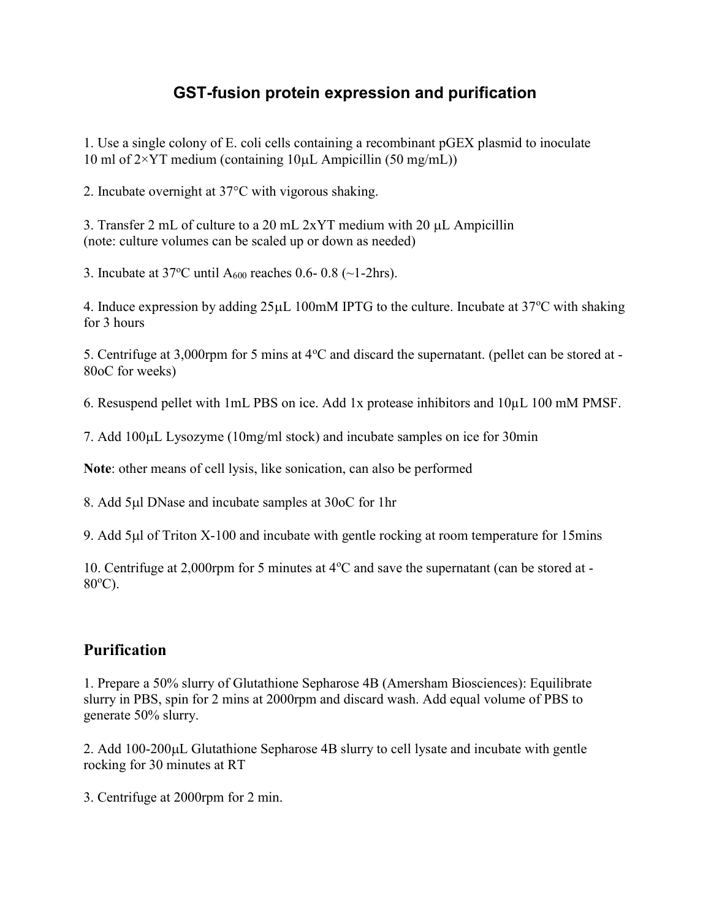# GST-fusion protein expression and purification

1. Use a single colony of E. coli cells containing a recombinant pGEX plasmid to inoculate 10 ml of 2×YT medium (containing 10μL Ampicillin (50 mg/mL))

2. Incubate overnight at 37°C with vigorous shaking.

3. Transfer 2 mL of culture to a 20 mL 2xYT medium with 20 μL Ampicillin
(note: culture volumes can be scaled up or down as needed)

3. Incubate at 37ºC until $A_{600}$ reaches 0.6- 0.8 (~1-2hrs).

4. Induce expression by adding 25μL 100mM IPTG to the culture. Incubate at 37ºC with shaking for 3 hours

5. Centrifuge at 3,000rpm for 5 mins at 4ºC and discard the supernatant. (pellet can be stored at -80oC for weeks)

6. Resuspend pellet with 1mL PBS on ice. Add 1x protease inhibitors and 10μL 100 mM PMSF.

7. Add 100μL Lysozyme (10mg/ml stock) and incubate samples on ice for 30min

**Note**: other means of cell lysis, like sonication, can also be performed

8. Add 5μl DNase and incubate samples at 30oC for 1hr

9. Add 5μl of Triton X-100 and incubate with gentle rocking at room temperature for 15mins

10. Centrifuge at 2,000rpm for 5 minutes at 4ºC and save the supernatant (can be stored at -80ºC).

## Purification

1. Prepare a 50% slurry of Glutathione Sepharose 4B (Amersham Biosciences): Equilibrate slurry in PBS, spin for 2 mins at 2000rpm and discard wash. Add equal volume of PBS to generate 50% slurry.

2. Add 100-200μL Glutathione Sepharose 4B slurry to cell lysate and incubate with gentle rocking for 30 minutes at RT

3. Centrifuge at 2000rpm for 2 min.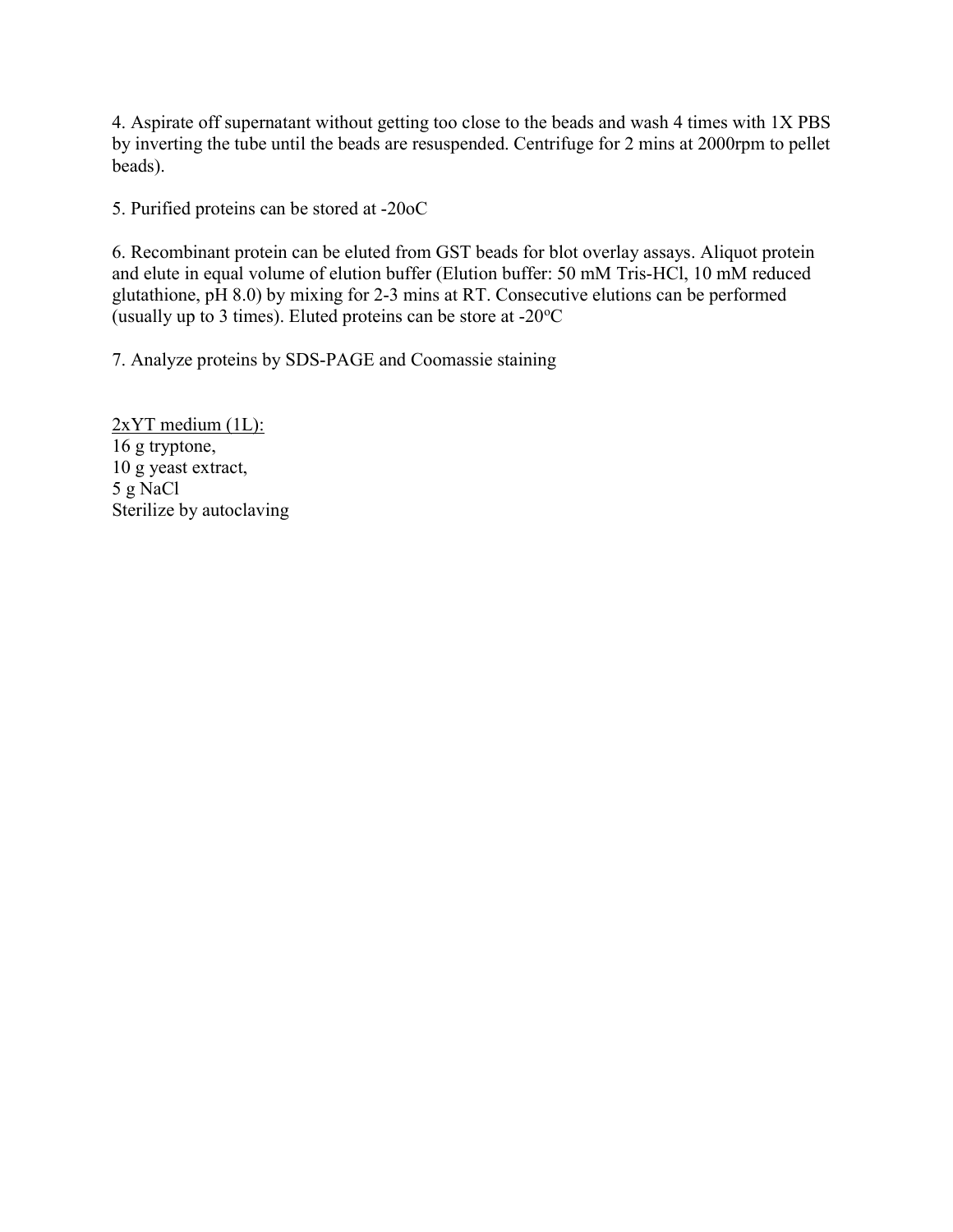4. Aspirate off supernatant without getting too close to the beads and wash 4 times with 1X PBS by inverting the tube until the beads are resuspended. Centrifuge for 2 mins at 2000rpm to pellet beads).

5. Purified proteins can be stored at -20oC

6. Recombinant protein can be eluted from GST beads for blot overlay assays. Aliquot protein and elute in equal volume of elution buffer (Elution buffer: 50 mM Tris-HCl, 10 mM reduced glutathione, pH 8.0) by mixing for 2-3 mins at RT. Consecutive elutions can be performed (usually up to 3 times). Eluted proteins can be store at -20$^{o}$C

7. Analyze proteins by SDS-PAGE and Coomassie staining

<u>2xYT medium (1L):</u>
16 g tryptone,
10 g yeast extract,
5 g NaCl
Sterilize by autoclaving